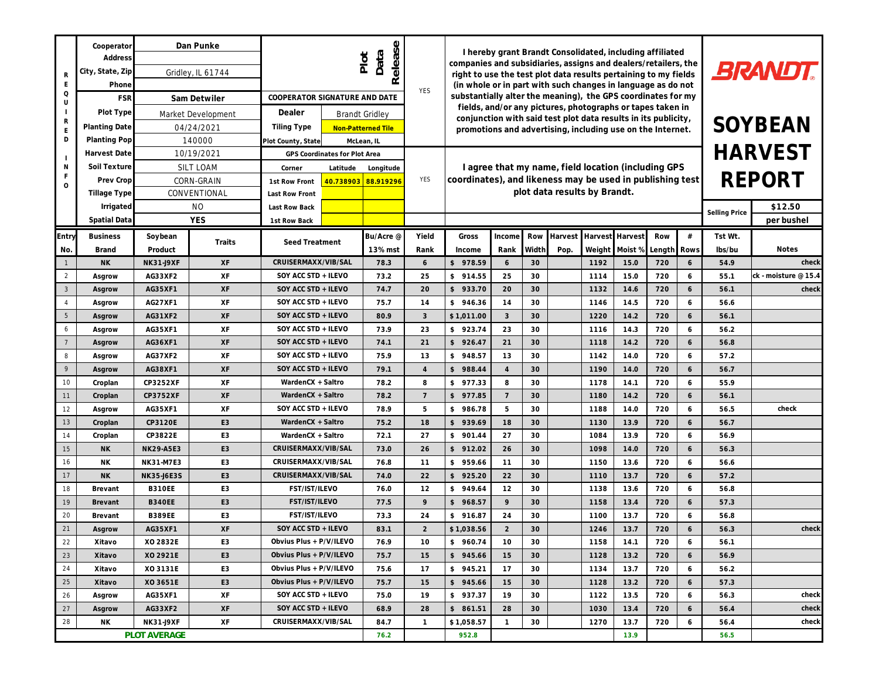# BRANDT

# SOYBEAN HARVEST REPORT

**REQUIRED INFO**

| | | | |
|---|---|---|---|
| Cooperator | Dan Punke | | |
| Address | | | |
| City, State, Zip | Gridley, IL 61744 | | |
| Phone | | | |
| FSR | Sam Detwiler | COOPERATOR SIGNATURE AND DATE | |
| Plot Type | Market Development | Dealer | Brandt Gridley |
| Planting Date | 04/24/2021 | Tiling Type | Non-Patterned Tile |
| Planting Pop | 140000 | Plot County, State | McLean, IL |
| Harvest Date | 10/19/2021 | GPS Coordinates for Plot Area | |
| Soil Texture | SILT LOAM | Corner | Latitude / Longitude |
| Prev Crop | CORN-GRAIN | 1st Row Front | 40.738903 / 88.919296 |
| Tillage Type | CONVENTIONAL | Last Row Front | |
| Irrigated | NO | Last Row Back | |
| Spatial Data | YES | 1st Row Back | |

**Plot Data Release**

YES — I hereby grant Brandt Consolidated, including affiliated companies and subsidiaries, assigns and dealers/retailers, the right to use the test plot data results pertaining to my fields (in whole or in part with such changes in language as do not substantially alter the meaning), the GPS coordinates for my fields, and/or any pictures, photographs or tapes taken in conjunction with said test plot data results in its publicity, promotions and advertising, including use on the Internet.

YES — I agree that my name, field location (including GPS coordinates), and likeness may be used in publishing test plot data results by Brandt.

Selling Price: $12.50 per bushel

| Entry No. | Business Brand | Soybean Product | Traits | Seed Treatment | Bu/Acre @ 13% mst | Yield Rank | Gross Income | Income Rank | Row Width | Harvest Pop. | Harvest Weight | Harvest Moist % | Row Length | # Rows | Tst Wt. lbs/bu | Notes |
|---|---|---|---|---|---|---|---|---|---|---|---|---|---|---|---|---|
| 1 | NK | NK31-J9XF | XF | CRUISERMAXX/VIB/SAL | 78.3 | 6 | $ 978.59 | 6 | 30 | | 1192 | 15.0 | 720 | 6 | 54.9 | check |
| 2 | Asgrow | AG33XF2 | XF | SOY ACC STD + ILEVO | 73.2 | 25 | $ 914.55 | 25 | 30 | | 1114 | 15.0 | 720 | 6 | 55.1 | ck - moisture @ 15.4 |
| 3 | Asgrow | AG35XF1 | XF | SOY ACC STD + ILEVO | 74.7 | 20 | $ 933.70 | 20 | 30 | | 1132 | 14.6 | 720 | 6 | 56.1 | check |
| 4 | Asgrow | AG27XF1 | XF | SOY ACC STD + ILEVO | 75.7 | 14 | $ 946.36 | 14 | 30 | | 1146 | 14.5 | 720 | 6 | 56.6 | |
| 5 | Asgrow | AG31XF2 | XF | SOY ACC STD + ILEVO | 80.9 | 3 | $ 1,011.00 | 3 | 30 | | 1220 | 14.2 | 720 | 6 | 56.1 | |
| 6 | Asgrow | AG35XF1 | XF | SOY ACC STD + ILEVO | 73.9 | 23 | $ 923.74 | 23 | 30 | | 1116 | 14.3 | 720 | 6 | 56.2 | |
| 7 | Asgrow | AG36XF1 | XF | SOY ACC STD + ILEVO | 74.1 | 21 | $ 926.47 | 21 | 30 | | 1118 | 14.2 | 720 | 6 | 56.8 | |
| 8 | Asgrow | AG37XF2 | XF | SOY ACC STD + ILEVO | 75.9 | 13 | $ 948.57 | 13 | 30 | | 1142 | 14.0 | 720 | 6 | 57.2 | |
| 9 | Asgrow | AG38XF1 | XF | SOY ACC STD + ILEVO | 79.1 | 4 | $ 988.44 | 4 | 30 | | 1190 | 14.0 | 720 | 6 | 56.7 | |
| 10 | Croplan | CP3252XF | XF | WardenCX + Saltro | 78.2 | 8 | $ 977.33 | 8 | 30 | | 1178 | 14.1 | 720 | 6 | 55.9 | |
| 11 | Croplan | CP3752XF | XF | WardenCX + Saltro | 78.2 | 7 | $ 977.85 | 7 | 30 | | 1180 | 14.2 | 720 | 6 | 56.1 | |
| 12 | Asgrow | AG35XF1 | XF | SOY ACC STD + ILEVO | 78.9 | 5 | $ 986.78 | 5 | 30 | | 1188 | 14.0 | 720 | 6 | 56.5 | check |
| 13 | Croplan | CP3120E | E3 | WardenCX + Saltro | 75.2 | 18 | $ 939.69 | 18 | 30 | | 1130 | 13.9 | 720 | 6 | 56.7 | |
| 14 | Croplan | CP3822E | E3 | WardenCX + Saltro | 72.1 | 27 | $ 901.44 | 27 | 30 | | 1084 | 13.9 | 720 | 6 | 56.9 | |
| 15 | NK | NK29-A5E3 | E3 | CRUISERMAXX/VIB/SAL | 73.0 | 26 | $ 912.02 | 26 | 30 | | 1098 | 14.0 | 720 | 6 | 56.3 | |
| 16 | NK | NK31-M7E3 | E3 | CRUISERMAXX/VIB/SAL | 76.8 | 11 | $ 959.66 | 11 | 30 | | 1150 | 13.6 | 720 | 6 | 56.6 | |
| 17 | NK | NK35-J6E3S | E3 | CRUISERMAXX/VIB/SAL | 74.0 | 22 | $ 925.20 | 22 | 30 | | 1110 | 13.7 | 720 | 6 | 57.2 | |
| 18 | Brevant | B310EE | E3 | FST/IST/ILEVO | 76.0 | 12 | $ 949.64 | 12 | 30 | | 1138 | 13.6 | 720 | 6 | 56.8 | |
| 19 | Brevant | B340EE | E3 | FST/IST/ILEVO | 77.5 | 9 | $ 968.57 | 9 | 30 | | 1158 | 13.4 | 720 | 6 | 57.3 | |
| 20 | Brevant | B389EE | E3 | FST/IST/ILEVO | 73.3 | 24 | $ 916.87 | 24 | 30 | | 1100 | 13.7 | 720 | 6 | 56.8 | |
| 21 | Asgrow | AG35XF1 | XF | SOY ACC STD + ILEVO | 83.1 | 2 | $ 1,038.56 | 2 | 30 | | 1246 | 13.7 | 720 | 6 | 56.3 | check |
| 22 | Xitavo | XO 2832E | E3 | Obvius Plus + P/V/ILEVO | 76.9 | 10 | $ 960.74 | 10 | 30 | | 1158 | 14.1 | 720 | 6 | 56.1 | |
| 23 | Xitavo | XO 2921E | E3 | Obvius Plus + P/V/ILEVO | 75.7 | 15 | $ 945.66 | 15 | 30 | | 1128 | 13.2 | 720 | 6 | 56.9 | |
| 24 | Xitavo | XO 3131E | E3 | Obvius Plus + P/V/ILEVO | 75.6 | 17 | $ 945.21 | 17 | 30 | | 1134 | 13.7 | 720 | 6 | 56.2 | |
| 25 | Xitavo | XO 3651E | E3 | Obvius Plus + P/V/ILEVO | 75.7 | 15 | $ 945.66 | 15 | 30 | | 1128 | 13.2 | 720 | 6 | 57.3 | |
| 26 | Asgrow | AG35XF1 | XF | SOY ACC STD + ILEVO | 75.0 | 19 | $ 937.37 | 19 | 30 | | 1122 | 13.5 | 720 | 6 | 56.3 | check |
| 27 | Asgrow | AG33XF2 | XF | SOY ACC STD + ILEVO | 68.9 | 28 | $ 861.51 | 28 | 30 | | 1030 | 13.4 | 720 | 6 | 56.4 | check |
| 28 | NK | NK31-J9XF | XF | CRUISERMAXX/VIB/SAL | 84.7 | 1 | $ 1,058.57 | 1 | 30 | | 1270 | 13.7 | 720 | 6 | 56.4 | check |
| | **PLOT AVERAGE** | | | | 76.2 | | 952.8 | | | | | 13.9 | | | 56.5 | |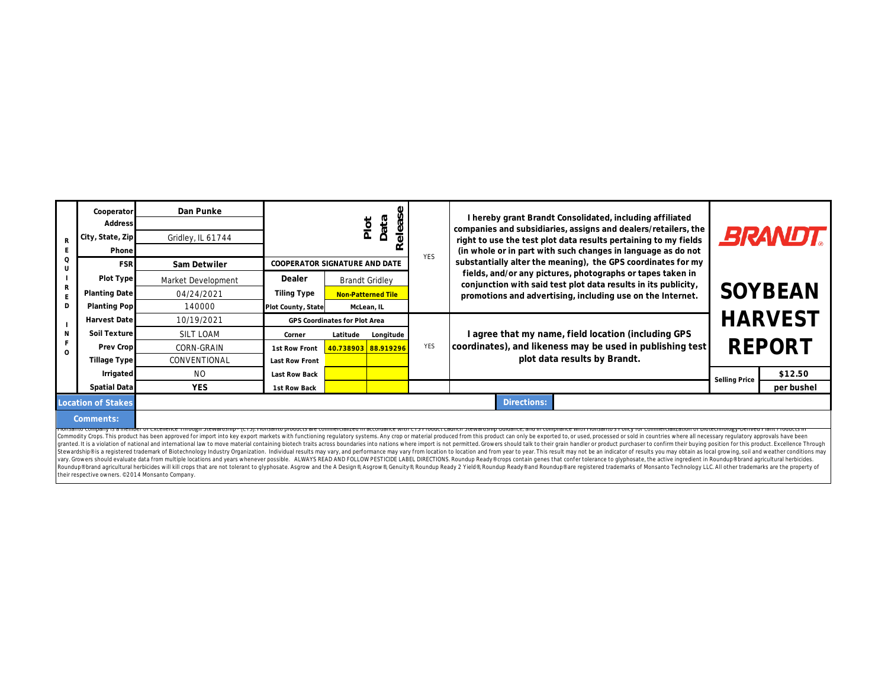# SOYBEAN HARVEST REPORT

BRANDT

**REQUIRED INFO**

| | |
|---|---|
| Cooperator | **Dan Punke** |
| Address | |
| City, State, Zip | Gridley, IL 61744 |
| Phone | |
| FSR | **Sam Detwiler** |
| Plot Type | Market Development |
| Planting Date | 04/24/2021 |
| Planting Pop | 140000 |
| Harvest Date | 10/19/2021 |
| Soil Texture | SILT LOAM |
| Prev Crop | CORN-GRAIN |
| Tillage Type | CONVENTIONAL |
| Irrigated | NO |
| Spatial Data | **YES** |

**Plot Data Release**

**COOPERATOR SIGNATURE AND DATE**

| | |
|---|---|
| Dealer | Brandt Gridley |
| Tiling Type | Non-Patterned Tile |
| Plot County, State | McLean, IL |

**GPS Coordinates for Plot Area**

| Corner | Latitude | Longitude |
|---|---|---|
| 1st Row Front | 40.738903 | 88.919296 |
| Last Row Front | | |
| Last Row Back | | |
| 1st Row Back | | |

YES — **I hereby grant Brandt Consolidated, including affiliated companies and subsidiaries, assigns and dealers/retailers, the right to use the test plot data results pertaining to my fields (in whole or in part with such changes in language as do not substantially alter the meaning), the GPS coordinates for my fields, and/or any pictures, photographs or tapes taken in conjunction with said test plot data results in its publicity, promotions and advertising, including use on the Internet.**

YES — **I agree that my name, field location (including GPS coordinates), and likeness may be used in publishing test plot data results by Brandt.**

| Selling Price | $12.50 per bushel |
|---|---|

**Location of Stakes**

**Directions:**

**Comments:**

Monsanto Company is a member of Excellence Through Stewardship® (ETS). Monsanto products are commercialized in accordance with ETS Product Launch Stewardship Guidance, and in compliance with Monsanto's Policy for Commercialization of Biotechnology-Derived Plant Products in Commodity Crops. This product has been approved for import into key export markets with functioning regulatory systems. Any crop or material produced from this product can only be exported to, or used, processed or sold in countries where all necessary regulatory approvals have been granted. It is a violation of national and international law to move material containing biotech traits across boundaries into nations where import is not permitted. Growers should talk to their grain handler or product purchaser to confirm their buying position for this product. Excellence Through Stewardship® is a registered trademark of Biotechnology Industry Organization. Individual results may vary, and performance may vary from location to location and from year to year. This result may not be an indicator of results you may obtain as local growing, soil and weather conditions may vary. Growers should evaluate data from multiple locations and years whenever possible. ALWAYS READ AND FOLLOW PESTICIDE LABEL DIRECTIONS. Roundup Ready® crops contain genes that confer tolerance to glyphosate, the active ingredient in Roundup® brand agricultural herbicides. Roundup® brand agricultural herbicides will kill crops that are not tolerant to glyphosate. Asgrow and the A Design®, Asgrow®, Genuity®, Roundup Ready 2 Yield®, Roundup Ready® and Roundup® are registered trademarks of Monsanto Technology LLC. All other trademarks are the property of their respective owners. ©2014 Monsanto Company.